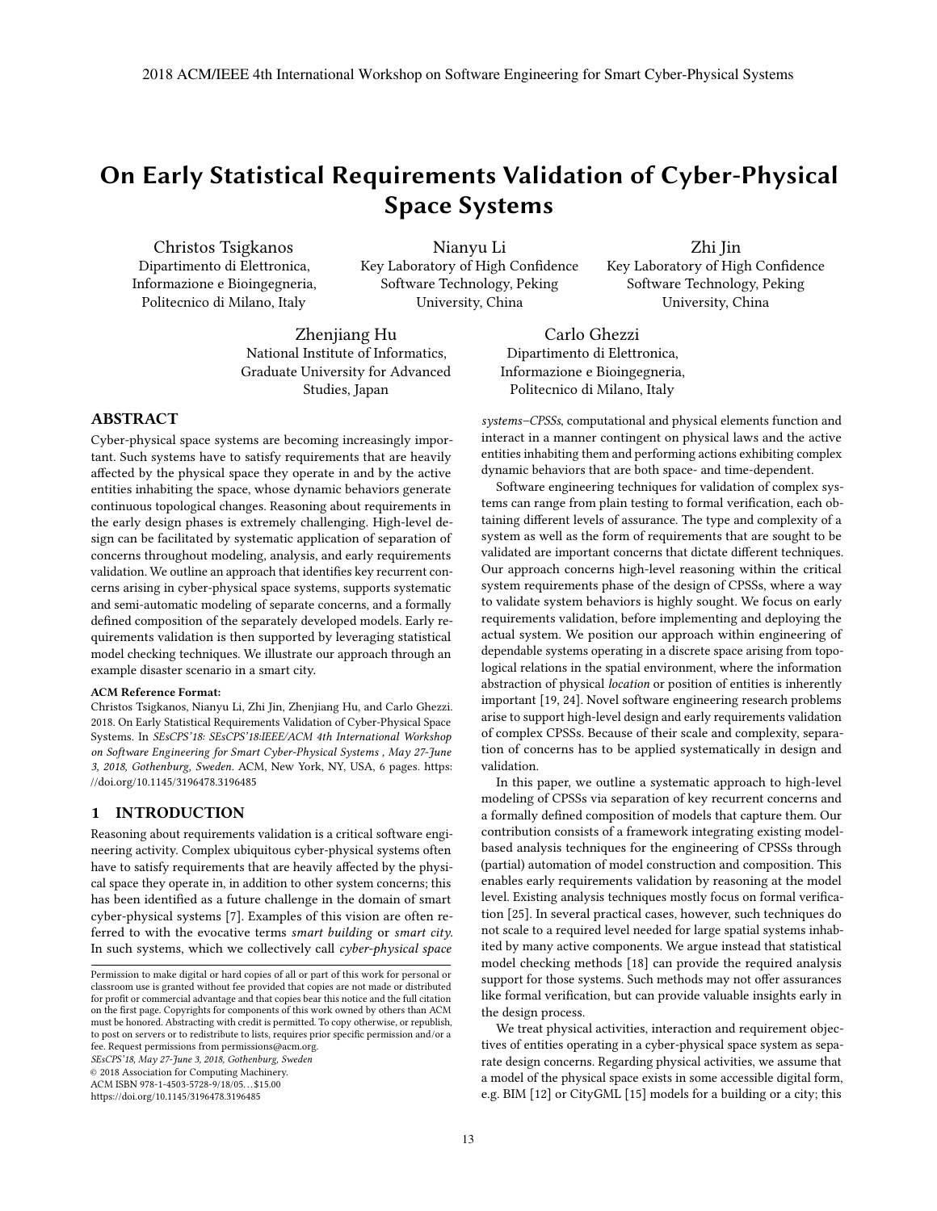# On Early Statistical Requirements Validation of Cyber-Physical Space Systems

Christos Tsigkanos
Dipartimento di Elettronica, Informazione e Bioingegneria, Politecnico di Milano, Italy

Nianyu Li
Key Laboratory of High Confidence Software Technology, Peking University, China

Zhi Jin
Key Laboratory of High Confidence Software Technology, Peking University, China

Zhenjiang Hu
National Institute of Informatics, Graduate University for Advanced Studies, Japan

Carlo Ghezzi
Dipartimento di Elettronica, Informazione e Bioingegneria, Politecnico di Milano, Italy

## ABSTRACT

Cyber-physical space systems are becoming increasingly important. Such systems have to satisfy requirements that are heavily affected by the physical space they operate in and by the active entities inhabiting the space, whose dynamic behaviors generate continuous topological changes. Reasoning about requirements in the early design phases is extremely challenging. High-level design can be facilitated by systematic application of separation of concerns throughout modeling, analysis, and early requirements validation. We outline an approach that identifies key recurrent concerns arising in cyber-physical space systems, supports systematic and semi-automatic modeling of separate concerns, and a formally defined composition of the separately developed models. Early requirements validation is then supported by leveraging statistical model checking techniques. We illustrate our approach through an example disaster scenario in a smart city.

**ACM Reference Format:**
Christos Tsigkanos, Nianyu Li, Zhi Jin, Zhenjiang Hu, and Carlo Ghezzi. 2018. On Early Statistical Requirements Validation of Cyber-Physical Space Systems. In *SEsCPS'18: SEsCPS'18:IEEE/ACM 4th International Workshop on Software Engineering for Smart Cyber-Physical Systems , May 27-June 3, 2018, Gothenburg, Sweden.* ACM, New York, NY, USA, 6 pages. https://doi.org/10.1145/3196478.3196485

## 1 INTRODUCTION

Reasoning about requirements validation is a critical software engineering activity. Complex ubiquitous cyber-physical systems often have to satisfy requirements that are heavily affected by the physical space they operate in, in addition to other system concerns; this has been identified as a future challenge in the domain of smart cyber-physical systems [7]. Examples of this vision are often referred to with the evocative terms *smart building* or *smart city*. In such systems, which we collectively call *cyber-physical space systems–CPSSs*, computational and physical elements function and interact in a manner contingent on physical laws and the active entities inhabiting them and performing actions exhibiting complex dynamic behaviors that are both space- and time-dependent.

Software engineering techniques for validation of complex systems can range from plain testing to formal verification, each obtaining different levels of assurance. The type and complexity of a system as well as the form of requirements that are sought to be validated are important concerns that dictate different techniques. Our approach concerns high-level reasoning within the critical system requirements phase of the design of CPSSs, where a way to validate system behaviors is highly sought. We focus on early requirements validation, before implementing and deploying the actual system. We position our approach within engineering of dependable systems operating in a discrete space arising from topological relations in the spatial environment, where the information abstraction of physical *location* or position of entities is inherently important [19, 24]. Novel software engineering research problems arise to support high-level design and early requirements validation of complex CPSSs. Because of their scale and complexity, separation of concerns has to be applied systematically in design and validation.

In this paper, we outline a systematic approach to high-level modeling of CPSSs via separation of key recurrent concerns and a formally defined composition of models that capture them. Our contribution consists of a framework integrating existing model-based analysis techniques for the engineering of CPSSs through (partial) automation of model construction and composition. This enables early requirements validation by reasoning at the model level. Existing analysis techniques mostly focus on formal verification [25]. In several practical cases, however, such techniques do not scale to a required level needed for large spatial systems inhabited by many active components. We argue instead that statistical model checking methods [18] can provide the required analysis support for those systems. Such methods may not offer assurances like formal verification, but can provide valuable insights early in the design process.

We treat physical activities, interaction and requirement objectives of entities operating in a cyber-physical space system as separate design concerns. Regarding physical activities, we assume that a model of the physical space exists in some accessible digital form, e.g. BIM [12] or CityGML [15] models for a building or a city; this

Permission to make digital or hard copies of all or part of this work for personal or classroom use is granted without fee provided that copies are not made or distributed for profit or commercial advantage and that copies bear this notice and the full citation on the first page. Copyrights for components of this work owned by others than ACM must be honored. Abstracting with credit is permitted. To copy otherwise, or republish, to post on servers or to redistribute to lists, requires prior specific permission and/or a fee. Request permissions from permissions@acm.org.
*SEsCPS'18, May 27-June 3, 2018, Gothenburg, Sweden*
© 2018 Association for Computing Machinery.
ACM ISBN 978-1-4503-5728-9/18/05...$15.00
https://doi.org/10.1145/3196478.3196485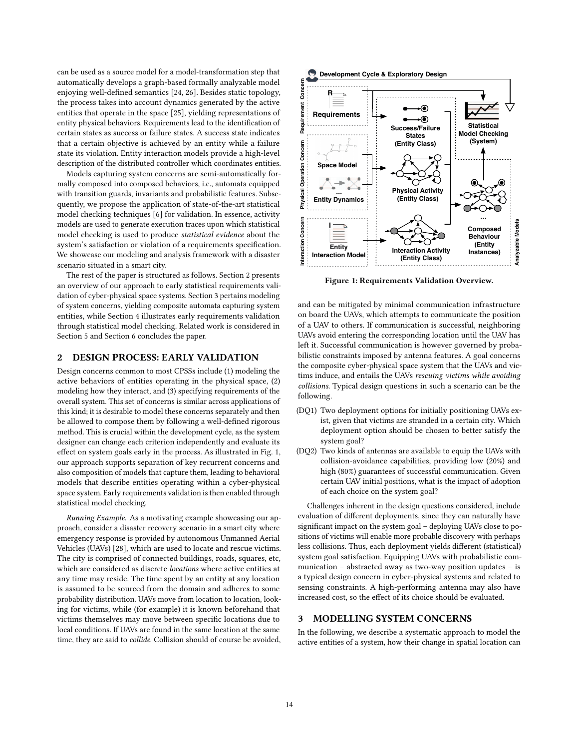can be used as a source model for a model-transformation step that automatically develops a graph-based formally analyzable model enjoying well-defined semantics [24, 26]. Besides static topology, the process takes into account dynamics generated by the active entities that operate in the space [25], yielding representations of entity physical behaviors. Requirements lead to the identification of certain states as success or failure states. A success state indicates that a certain objective is achieved by an entity while a failure state its violation. Entity interaction models provide a high-level description of the distributed controller which coordinates entities.

Models capturing system concerns are semi-automatically formally composed into composed behaviors, i.e., automata equipped with transition guards, invariants and probabilistic features. Subsequently, we propose the application of state-of-the-art statistical model checking techniques [6] for validation. In essence, activity models are used to generate execution traces upon which statistical model checking is used to produce *statistical evidence* about the system's satisfaction or violation of a requirements specification. We showcase our modeling and analysis framework with a disaster scenario situated in a smart city.

The rest of the paper is structured as follows. Section 2 presents an overview of our approach to early statistical requirements validation of cyber-physical space systems. Section 3 pertains modeling of system concerns, yielding composite automata capturing system entities, while Section 4 illustrates early requirements validation through statistical model checking. Related work is considered in Section 5 and Section 6 concludes the paper.

## 2 DESIGN PROCESS: EARLY VALIDATION

Design concerns common to most CPSSs include (1) modeling the active behaviors of entities operating in the physical space, (2) modeling how they interact, and (3) specifying requirements of the overall system. This set of concerns is similar across applications of this kind; it is desirable to model these concerns separately and then be allowed to compose them by following a well-defined rigorous method. This is crucial within the development cycle, as the system designer can change each criterion independently and evaluate its effect on system goals early in the process. As illustrated in Fig. 1, our approach supports separation of key recurrent concerns and also composition of models that capture them, leading to behavioral models that describe entities operating within a cyber-physical space system. Early requirements validation is then enabled through statistical model checking.

*Running Example.* As a motivating example showcasing our approach, consider a disaster recovery scenario in a smart city where emergency response is provided by autonomous Unmanned Aerial Vehicles (UAVs) [28], which are used to locate and rescue victims. The city is comprised of connected buildings, roads, squares, etc, which are considered as discrete *locations* where active entities at any time may reside. The time spent by an entity at any location is assumed to be sourced from the domain and adheres to some probability distribution. UAVs move from location to location, looking for victims, while (for example) it is known beforehand that victims themselves may move between specific locations due to local conditions. If UAVs are found in the same location at the same time, they are said to *collide*. Collision should of course be avoided, and can be mitigated by minimal communication infrastructure on board the UAVs, which attempts to communicate the position of a UAV to others. If communication is successful, neighboring UAVs avoid entering the corresponding location until the UAV has left it. Successful communication is however governed by probabilistic constraints imposed by antenna features. A goal concerns the composite cyber-physical space system that the UAVs and victims induce, and entails the UAVs *rescuing victims while avoiding collisions*. Typical design questions in such a scenario can be the following.

Development Cycle & Exploratory Design

Requirement Concern

Physical Operation Concern

Interaction Concern

R

Requirements

Space Model

...

Entity Dynamics

I

Entity Interaction Model

Success/Failure States (Entity Class)

Physical Activity (Entity Class)

Interaction Activity (Entity Class)

Statistical Model Checking (System)

...

Composed Behaviour (Entity Instances)

Analyzable Models

Figure 1: Requirements Validation Overview.

(DQ1) Two deployment options for initially positioning UAVs exist, given that victims are stranded in a certain city. Which deployment option should be chosen to better satisfy the system goal?

(DQ2) Two kinds of antennas are available to equip the UAVs with collision-avoidance capabilities, providing low (20%) and high (80%) guarantees of successful communication. Given certain UAV initial positions, what is the impact of adoption of each choice on the system goal?

Challenges inherent in the design questions considered, include evaluation of different deployments, since they can naturally have significant impact on the system goal – deploying UAVs close to positions of victims will enable more probable discovery with perhaps less collisions. Thus, each deployment yields different (statistical) system goal satisfaction. Equipping UAVs with probabilistic communication – abstracted away as two-way position updates – is a typical design concern in cyber-physical systems and related to sensing constraints. A high-performing antenna may also have increased cost, so the effect of its choice should be evaluated.

## 3 MODELLING SYSTEM CONCERNS

In the following, we describe a systematic approach to model the active entities of a system, how their change in spatial location can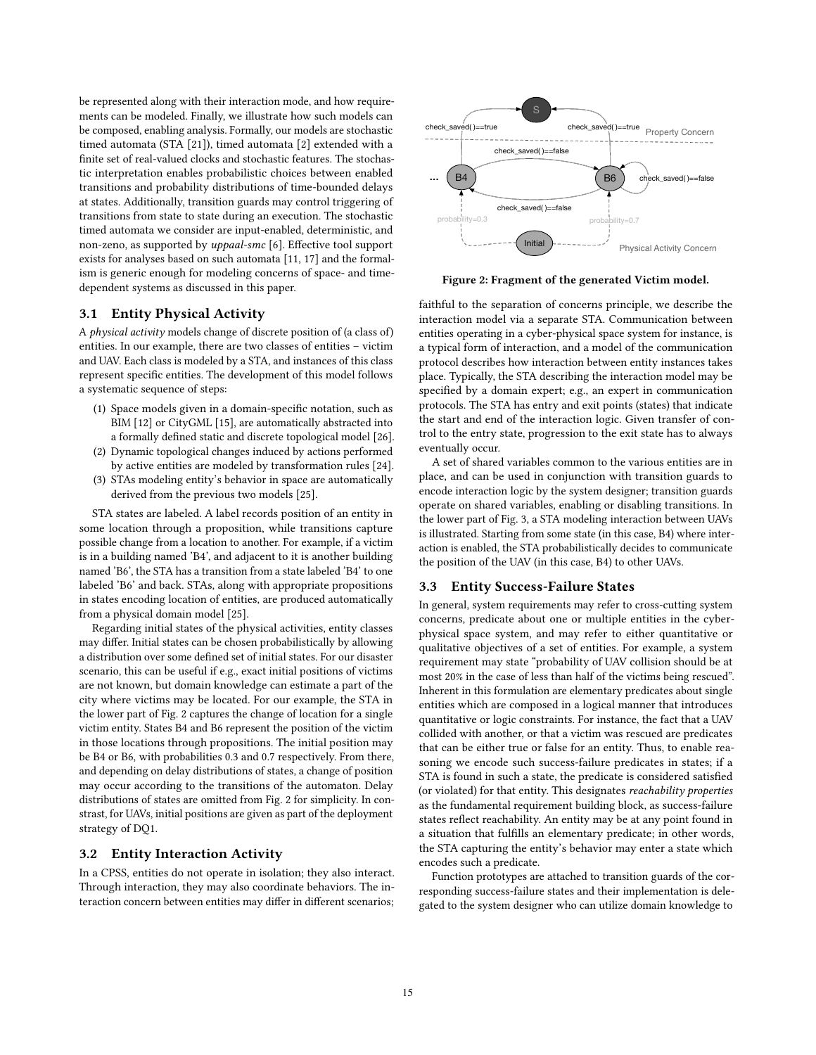be represented along with their interaction mode, and how requirements can be modeled. Finally, we illustrate how such models can be composed, enabling analysis. Formally, our models are stochastic timed automata (STA [21]), timed automata [2] extended with a finite set of real-valued clocks and stochastic features. The stochastic interpretation enables probabilistic choices between enabled transitions and probability distributions of time-bounded delays at states. Additionally, transition guards may control triggering of transitions from state to state during an execution. The stochastic timed automata we consider are input-enabled, deterministic, and non-zeno, as supported by *uppaal-smc* [6]. Effective tool support exists for analyses based on such automata [11, 17] and the formalism is generic enough for modeling concerns of space- and time-dependent systems as discussed in this paper.

## 3.1 Entity Physical Activity

A *physical activity* models change of discrete position of (a class of) entities. In our example, there are two classes of entities – victim and UAV. Each class is modeled by a STA, and instances of this class represent specific entities. The development of this model follows a systematic sequence of steps:

1. Space models given in a domain-specific notation, such as BIM [12] or CityGML [15], are automatically abstracted into a formally defined static and discrete topological model [26].
2. Dynamic topological changes induced by actions performed by active entities are modeled by transformation rules [24].
3. STAs modeling entity's behavior in space are automatically derived from the previous two models [25].

STA states are labeled. A label records position of an entity in some location through a proposition, while transitions capture possible change from a location to another. For example, if a victim is in a building named 'B4', and adjacent to it is another building named 'B6', the STA has a transition from a state labeled 'B4' to one labeled 'B6' and back. STAs, along with appropriate propositions in states encoding location of entities, are produced automatically from a physical domain model [25].

Regarding initial states of the physical activities, entity classes may differ. Initial states can be chosen probabilistically by allowing a distribution over some defined set of initial states. For our disaster scenario, this can be useful if e.g., exact initial positions of victims are not known, but domain knowledge can estimate a part of the city where victims may be located. For our example, the STA in the lower part of Fig. 2 captures the change of location for a single victim entity. States B4 and B6 represent the position of the victim in those locations through propositions. The initial position may be B4 or B6, with probabilities 0.3 and 0.7 respectively. From there, and depending on delay distributions of states, a change of position may occur according to the transitions of the automaton. Delay distributions of states are omitted from Fig. 2 for simplicity. In contrast, for UAVs, initial positions are given as part of the deployment strategy of DQ1.

## 3.2 Entity Interaction Activity

In a CPSS, entities do not operate in isolation; they also interact. Through interaction, they may also coordinate behaviors. The interaction concern between entities may differ in different scenarios; faithful to the separation of concerns principle, we describe the interaction model via a separate STA. Communication between entities operating in a cyber-physical space system for instance, is a typical form of interaction, and a model of the communication protocol describes how interaction between entity instances takes place. Typically, the STA describing the interaction model may be specified by a domain expert; e.g., an expert in communication protocols. The STA has entry and exit points (states) that indicate the start and end of the interaction logic. Given transfer of control to the entry state, progression to the exit state has to always eventually occur.

A set of shared variables common to the various entities are in place, and can be used in conjunction with transition guards to encode interaction logic by the system designer; transition guards operate on shared variables, enabling or disabling transitions. In the lower part of Fig. 3, a STA modeling interaction between UAVs is illustrated. Starting from some state (in this case, B4) where interaction is enabled, the STA probabilistically decides to communicate the position of the UAV (in this case, B4) to other UAVs.

**Figure 2: Fragment of the generated Victim model.**

## 3.3 Entity Success-Failure States

In general, system requirements may refer to cross-cutting system concerns, predicate about one or multiple entities in the cyber-physical space system, and may refer to either quantitative or qualitative objectives of a set of entities. For example, a system requirement may state "probability of UAV collision should be at most 20% in the case of less than half of the victims being rescued". Inherent in this formulation are elementary predicates about single entities which are composed in a logical manner that introduces quantitative or logic constraints. For instance, the fact that a UAV collided with another, or that a victim was rescued are predicates that can be either true or false for an entity. Thus, to enable reasoning we encode such success-failure predicates in states; if a STA is found in such a state, the predicate is considered satisfied (or violated) for that entity. This designates *reachability properties* as the fundamental requirement building block, as success-failure states reflect reachability. An entity may be at any point found in a situation that fulfills an elementary predicate; in other words, the STA capturing the entity's behavior may enter a state which encodes such a predicate.

Function prototypes are attached to transition guards of the corresponding success-failure states and their implementation is delegated to the system designer who can utilize domain knowledge to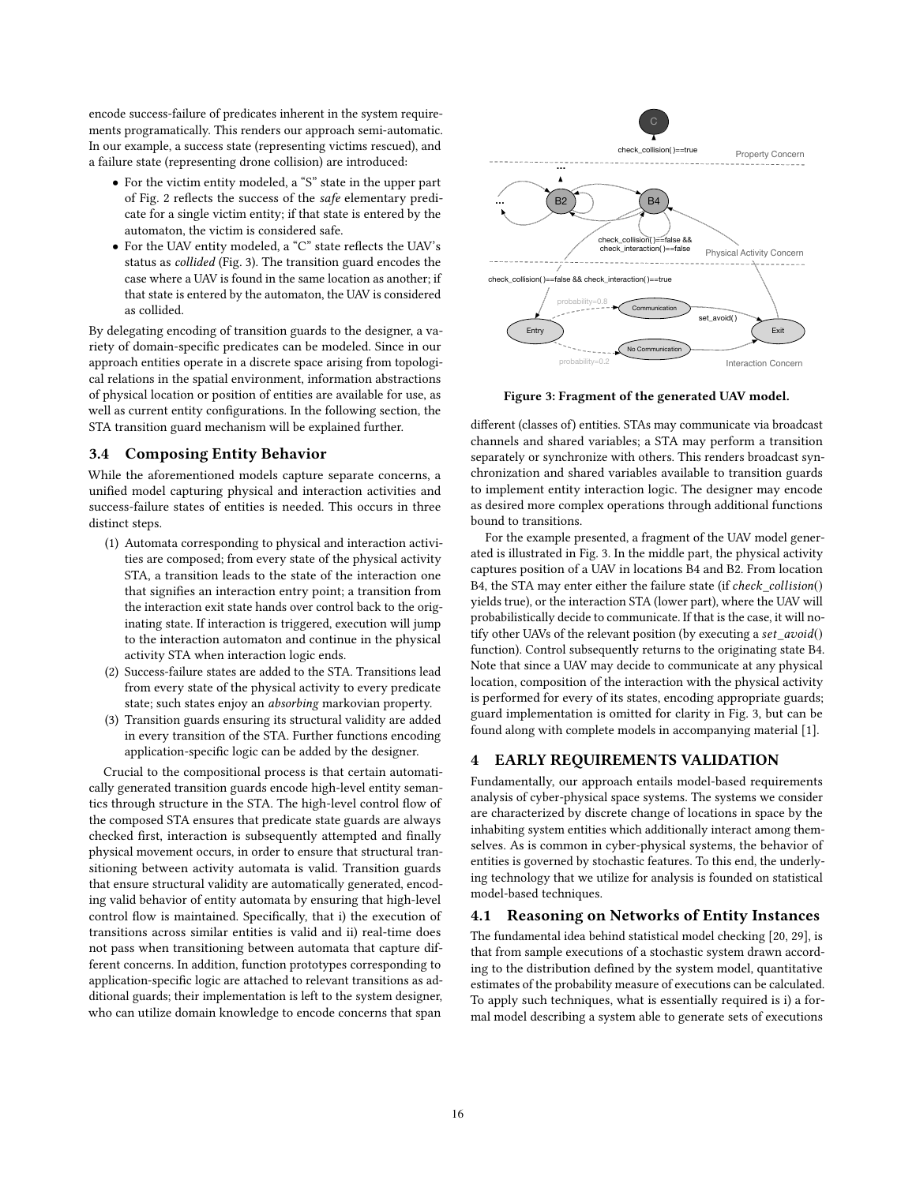encode success-failure of predicates inherent in the system requirements programatically. This renders our approach semi-automatic. In our example, a success state (representing victims rescued), and a failure state (representing drone collision) are introduced:

- For the victim entity modeled, a "S" state in the upper part of Fig. 2 reflects the success of the *safe* elementary predicate for a single victim entity; if that state is entered by the automaton, the victim is considered safe.
- For the UAV entity modeled, a "C" state reflects the UAV's status as *collided* (Fig. 3). The transition guard encodes the case where a UAV is found in the same location as another; if that state is entered by the automaton, the UAV is considered as collided.

By delegating encoding of transition guards to the designer, a variety of domain-specific predicates can be modeled. Since in our approach entities operate in a discrete space arising from topological relations in the spatial environment, information abstractions of physical location or position of entities are available for use, as well as current entity configurations. In the following section, the STA transition guard mechanism will be explained further.

### 3.4 Composing Entity Behavior

While the aforementioned models capture separate concerns, a unified model capturing physical and interaction activities and success-failure states of entities is needed. This occurs in three distinct steps.

1. Automata corresponding to physical and interaction activities are composed; from every state of the physical activity STA, a transition leads to the state of the interaction one that signifies an interaction entry point; a transition from the interaction exit state hands over control back to the originating state. If interaction is triggered, execution will jump to the interaction automaton and continue in the physical activity STA when interaction logic ends.
2. Success-failure states are added to the STA. Transitions lead from every state of the physical activity to every predicate state; such states enjoy an *absorbing* markovian property.
3. Transition guards ensuring its structural validity are added in every transition of the STA. Further functions encoding application-specific logic can be added by the designer.

Crucial to the compositional process is that certain automatically generated transition guards encode high-level entity semantics through structure in the STA. The high-level control flow of the composed STA ensures that predicate state guards are always checked first, interaction is subsequently attempted and finally physical movement occurs, in order to ensure that structural transitioning between activity automata is valid. Transition guards that ensure structural validity are automatically generated, encoding valid behavior of entity automata by ensuring that high-level control flow is maintained. Specifically, that i) the execution of transitions across similar entities is valid and ii) real-time does not pass when transitioning between automata that capture different concerns. In addition, function prototypes corresponding to application-specific logic are attached to relevant transitions as additional guards; their implementation is left to the system designer, who can utilize domain knowledge to encode concerns that span different (classes of) entities. STAs may communicate via broadcast channels and shared variables; a STA may perform a transition separately or synchronize with others. This renders broadcast synchronization and shared variables available to transition guards to implement entity interaction logic. The designer may encode as desired more complex operations through additional functions bound to transitions.

**Figure 3: Fragment of the generated UAV model.**

For the example presented, a fragment of the UAV model generated is illustrated in Fig. 3. In the middle part, the physical activity captures position of a UAV in locations B4 and B2. From location B4, the STA may enter either the failure state (if *check_collision*() yields true), or the interaction STA (lower part), where the UAV will probabilistically decide to communicate. If that is the case, it will notify other UAVs of the relevant position (by executing a *set_avoid*() function). Control subsequently returns to the originating state B4. Note that since a UAV may decide to communicate at any physical location, composition of the interaction with the physical activity is performed for every of its states, encoding appropriate guards; guard implementation is omitted for clarity in Fig. 3, but can be found along with complete models in accompanying material [1].

## 4 EARLY REQUIREMENTS VALIDATION

Fundamentally, our approach entails model-based requirements analysis of cyber-physical space systems. The systems we consider are characterized by discrete change of locations in space by the inhabiting system entities which additionally interact among themselves. As is common in cyber-physical systems, the behavior of entities is governed by stochastic features. To this end, the underlying technology that we utilize for analysis is founded on statistical model-based techniques.

### 4.1 Reasoning on Networks of Entity Instances

The fundamental idea behind statistical model checking [20, 29], is that from sample executions of a stochastic system drawn according to the distribution defined by the system model, quantitative estimates of the probability measure of executions can be calculated. To apply such techniques, what is essentially required is i) a formal model describing a system able to generate sets of executions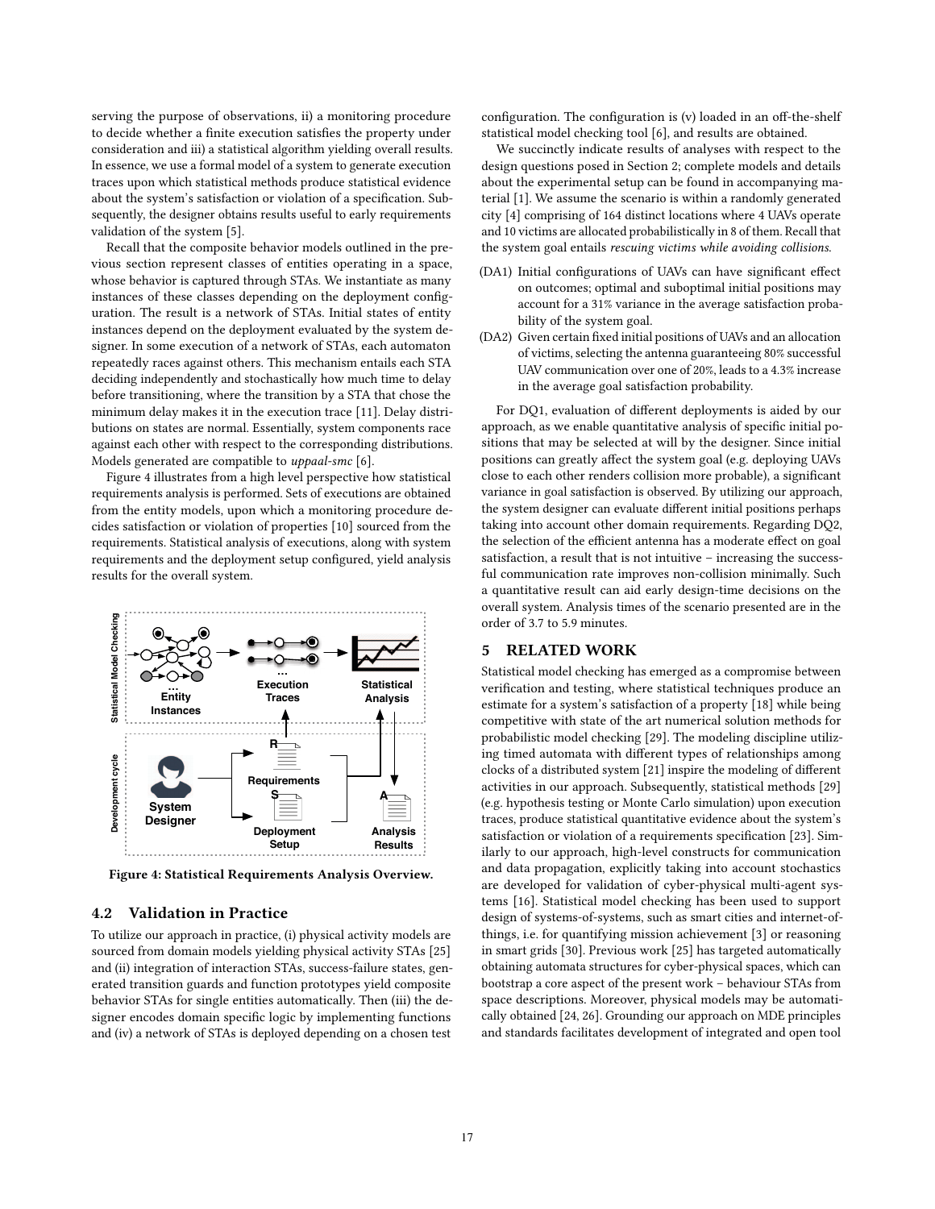serving the purpose of observations, ii) a monitoring procedure to decide whether a finite execution satisfies the property under consideration and iii) a statistical algorithm yielding overall results. In essence, we use a formal model of a system to generate execution traces upon which statistical methods produce statistical evidence about the system's satisfaction or violation of a specification. Subsequently, the designer obtains results useful to early requirements validation of the system [5].

Recall that the composite behavior models outlined in the previous section represent classes of entities operating in a space, whose behavior is captured through STAs. We instantiate as many instances of these classes depending on the deployment configuration. The result is a network of STAs. Initial states of entity instances depend on the deployment evaluated by the system designer. In some execution of a network of STAs, each automaton repeatedly races against others. This mechanism entails each STA deciding independently and stochastically how much time to delay before transitioning, where the transition by a STA that chose the minimum delay makes it in the execution trace [11]. Delay distributions on states are normal. Essentially, system components race against each other with respect to the corresponding distributions. Models generated are compatible to *uppaal-smc* [6].

Figure 4 illustrates from a high level perspective how statistical requirements analysis is performed. Sets of executions are obtained from the entity models, upon which a monitoring procedure decides satisfaction or violation of properties [10] sourced from the requirements. Statistical analysis of executions, along with system requirements and the deployment setup configured, yield analysis results for the overall system.

**Figure 4: Statistical Requirements Analysis Overview.**

## 4.2 Validation in Practice

To utilize our approach in practice, (i) physical activity models are sourced from domain models yielding physical activity STAs [25] and (ii) integration of interaction STAs, success-failure states, generated transition guards and function prototypes yield composite behavior STAs for single entities automatically. Then (iii) the designer encodes domain specific logic by implementing functions and (iv) a network of STAs is deployed depending on a chosen test configuration. The configuration is (v) loaded in an off-the-shelf statistical model checking tool [6], and results are obtained.

We succinctly indicate results of analyses with respect to the design questions posed in Section 2; complete models and details about the experimental setup can be found in accompanying material [1]. We assume the scenario is within a randomly generated city [4] comprising of 164 distinct locations where 4 UAVs operate and 10 victims are allocated probabilistically in 8 of them. Recall that the system goal entails *rescuing victims while avoiding collisions.*

- (DA1) Initial configurations of UAVs can have significant effect on outcomes; optimal and suboptimal initial positions may account for a 31% variance in the average satisfaction probability of the system goal.
- (DA2) Given certain fixed initial positions of UAVs and an allocation of victims, selecting the antenna guaranteeing 80% successful UAV communication over one of 20%, leads to a 4.3% increase in the average goal satisfaction probability.

For DQ1, evaluation of different deployments is aided by our approach, as we enable quantitative analysis of specific initial positions that may be selected at will by the designer. Since initial positions can greatly affect the system goal (e.g. deploying UAVs close to each other renders collision more probable), a significant variance in goal satisfaction is observed. By utilizing our approach, the system designer can evaluate different initial positions perhaps taking into account other domain requirements. Regarding DQ2, the selection of the efficient antenna has a moderate effect on goal satisfaction, a result that is not intuitive – increasing the successful communication rate improves non-collision minimally. Such a quantitative result can aid early design-time decisions on the overall system. Analysis times of the scenario presented are in the order of 3.7 to 5.9 minutes.

# 5 RELATED WORK

Statistical model checking has emerged as a compromise between verification and testing, where statistical techniques produce an estimate for a system's satisfaction of a property [18] while being competitive with state of the art numerical solution methods for probabilistic model checking [29]. The modeling discipline utilizing timed automata with different types of relationships among clocks of a distributed system [21] inspire the modeling of different activities in our approach. Subsequently, statistical methods [29] (e.g. hypothesis testing or Monte Carlo simulation) upon execution traces, produce statistical quantitative evidence about the system's satisfaction or violation of a requirements specification [23]. Similarly to our approach, high-level constructs for communication and data propagation, explicitly taking into account stochastics are developed for validation of cyber-physical multi-agent systems [16]. Statistical model checking has been used to support design of systems-of-systems, such as smart cities and internet-of-things, i.e. for quantifying mission achievement [3] or reasoning in smart grids [30]. Previous work [25] has targeted automatically obtaining automata structures for cyber-physical spaces, which can bootstrap a core aspect of the present work – behaviour STAs from space descriptions. Moreover, physical models may be automatically obtained [24, 26]. Grounding our approach on MDE principles and standards facilitates development of integrated and open tool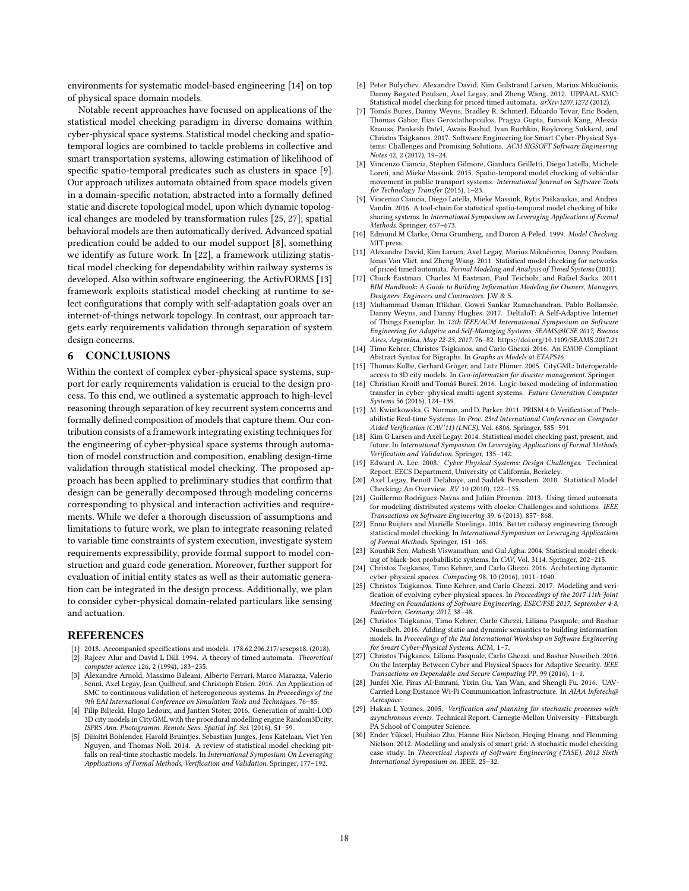environments for systematic model-based engineering [14] on top of physical space domain models.

Notable recent approaches have focused on applications of the statistical model checking paradigm in diverse domains within cyber-physical space systems. Statistical model checking and spatio-temporal logics are combined to tackle problems in collective and smart transportation systems, allowing estimation of likelihood of specific spatio-temporal predicates such as clusters in space [9]. Our approach utilizes automata obtained from space models given in a domain-specific notation, abstracted into a formally defined static and discrete topological model, upon which dynamic topological changes are modeled by transformation rules [25, 27]; spatial behavioral models are then automatically derived. Advanced spatial predication could be added to our model support [8], something we identify as future work. In [22], a framework utilizing statistical model checking for dependability within railway systems is developed. Also within software engineering, the ActivFORMS [13] framework exploits statistical model checking at runtime to select configurations that comply with self-adaptation goals over an internet-of-things network topology. In contrast, our approach targets early requirements validation through separation of system design concerns.

## 6 CONCLUSIONS

Within the context of complex cyber-physical space systems, support for early requirements validation is crucial to the design process. To this end, we outlined a systematic approach to high-level reasoning through separation of key recurrent system concerns and formally defined composition of models that capture them. Our contribution consists of a framework integrating existing techniques for the engineering of cyber-physical space systems through automation of model construction and composition, enabling design-time validation through statistical model checking. The proposed approach has been applied to preliminary studies that confirm that design can be generally decomposed through modeling concerns corresponding to physical and interaction activities and requirements. While we defer a thorough discussion of assumptions and limitations to future work, we plan to integrate reasoning related to variable time constraints of system execution, investigate system requirements expressibility, provide formal support to model construction and guard code generation. Moreover, further support for evaluation of initial entity states as well as their automatic generation can be integrated in the design process. Additionally, we plan to consider cyber-physical domain-related particulars like sensing and actuation.

## REFERENCES

[1] 2018. Accompanied specifications and models. 178.62.206.217/sescps18. (2018).

[2] Rajeev Alur and David L Dill. 1994. A theory of timed automata. *Theoretical computer science* 126, 2 (1994), 183–235.

[3] Alexandre Arnold, Massimo Baleani, Alberto Ferrari, Marco Marazza, Valerio Senni, Axel Legay, Jean Quilbeuf, and Christoph Etzien. 2016. An Application of SMC to continuous validation of heterogeneous systems. In *Proceedings of the 9th EAI International Conference on Simulation Tools and Techniques*. 76–85.

[4] Filip Biljecki, Hugo Ledoux, and Jantien Stoter. 2016. Generation of multi-LOD 3D city models in CityGML with the procedural modelling engine Random3Dcity. *ISPRS Ann. Photogramm. Remote Sens. Spatial Inf. Sci.* (2016), 51–59.

[5] Dimitri Bohlender, Harold Bruintjes, Sebastian Junges, Jens Katelaan, Viet Yen Nguyen, and Thomas Noll. 2014. A review of statistical model checking pitfalls on real-time stochastic models. In *International Symposium On Leveraging Applications of Formal Methods, Verification and Validation*. Springer, 177–192.

[6] Peter Bulychev, Alexandre David, Kim Gulstrand Larsen, Marius Mikučionis, Danny Bøgsted Poulsen, Axel Legay, and Zheng Wang. 2012. UPPAAL-SMC: Statistical model checking for priced timed automata. *arXiv:1207.1272* (2012).

[7] Tomás Bures, Danny Weyns, Bradley R. Schmerl, Eduardo Tovar, Eric Boden, Thomas Gabor, Ilias Gerostathopoulos, Pragya Gupta, Eunsuk Kang, Alessia Knauss, Pankesh Patel, Awais Rashid, Ivan Ruchkin, Roykrong Sukkerd, and Christos Tsigkanos. 2017. Software Engineering for Smart Cyber-Physical Systems: Challenges and Promising Solutions. *ACM SIGSOFT Software Engineering Notes* 42, 2 (2017), 19–24.

[8] Vincenzo Ciancia, Stephen Gilmore, Gianluca Grilletti, Diego Latella, Michele Loreti, and Mieke Massink. 2015. Spatio-temporal model checking of vehicular movement in public transport systems. *International Journal on Software Tools for Technology Transfer* (2015), 1–23.

[9] Vincenzo Ciancia, Diego Latella, Mieke Massink, Rytis Paškauskas, and Andrea Vandin. 2016. A tool-chain for statistical spatio-temporal model checking of bike sharing systems. In *International Symposium on Leveraging Applications of Formal Methods*. Springer, 657–673.

[10] Edmund M Clarke, Orna Grumberg, and Doron A Peled. 1999. *Model Checking*. MIT press.

[11] Alexandre David, Kim Larsen, Axel Legay, Marius Mikučionis, Danny Poulsen, Jonas Van Vliet, and Zheng Wang. 2011. Statistical model checking for networks of priced timed automata. *Formal Modeling and Analysis of Timed Systems* (2011).

[12] Chuck Eastman, Charles M Eastman, Paul Teicholz, and Rafael Sacks. 2011. *BIM Handbook: A Guide to Building Information Modeling for Owners, Managers, Designers, Engineers and Contractors*. J.W & S.

[13] Muhammad Usman Iftikhar, Gowri Sankar Ramachandran, Pablo Bollansée, Danny Weyns, and Danny Hughes. 2017. DeltaIoT: A Self-Adaptive Internet of Things Exemplar. In *12th IEEE/ACM International Symposium on Software Engineering for Adaptive and Self-Managing Systems, SEAMS@ICSE 2017, Buenos Aires, Argentina, May 22-23, 2017*. 76–82. https://doi.org/10.1109/SEAMS.2017.21

[14] Timo Kehrer, Christos Tsigkanos, and Carlo Ghezzi. 2016. An EMOF-Compliant Abstract Syntax for Bigraphs. In *Graphs as Models at ETAPS16*.

[15] Thomas Kolbe, Gerhard Gröger, and Lutz Plümer. 2005. CityGML: Interoperable access to 3D city models. In *Geo-information for disaster management*. Springer.

[16] Christian Kroiß and Tomáš Bureš. 2016. Logic-based modeling of information transfer in cyber–physical multi-agent systems. *Future Generation Computer Systems* 56 (2016), 124–139.

[17] M. Kwiatkowska, G. Norman, and D. Parker. 2011. PRISM 4.0: Verification of Probabilistic Real-time Systems. In *Proc. 23rd International Conference on Computer Aided Verification (CAV'11) (LNCS)*, Vol. 6806. Springer, 585–591.

[18] Kim G Larsen and Axel Legay. 2014. Statistical model checking past, present, and future. In *International Symposium On Leveraging Applications of Formal Methods, Verification and Validation*. Springer, 135–142.

[19] Edward A. Lee. 2008. *Cyber Physical Systems: Design Challenges*. Technical Report. EECS Department, University of California, Berkeley.

[20] Axel Legay, Benoît Delahaye, and Saddek Bensalem. 2010. Statistical Model Checking: An Overview. *RV* 10 (2010), 122–135.

[21] Guillermo Rodriguez-Navas and Julián Proenza. 2013. Using timed automata for modeling distributed systems with clocks: Challenges and solutions. *IEEE Transactions on Software Engineering* 39, 6 (2013), 857–868.

[22] Enno Ruijters and Mariëlle Stoelinga. 2016. Better railway engineering through statistical model checking. In *International Symposium on Leveraging Applications of Formal Methods*. Springer, 151–165.

[23] Koushik Sen, Mahesh Viswanathan, and Gul Agha. 2004. Statistical model checking of black-box probabilistic systems. In *CAV*, Vol. 3114. Springer, 202–215.

[24] Christos Tsigkanos, Timo Kehrer, and Carlo Ghezzi. 2016. Architecting dynamic cyber-physical spaces. *Computing* 98, 10 (2016), 1011–1040.

[25] Christos Tsigkanos, Timo Kehrer, and Carlo Ghezzi. 2017. Modeling and verification of evolving cyber-physical spaces. In *Proceedings of the 2017 11th Joint Meeting on Foundations of Software Engineering, ESEC/FSE 2017, September 4-8, Paderborn, Germany, 2017*. 38–48.

[26] Christos Tsigkanos, Timo Kehrer, Carlo Ghezzi, Liliana Pasquale, and Bashar Nuseibeh. 2016. Adding static and dynamic semantics to building information models. In *Proceedings of the 2nd International Workshop on Software Engineering for Smart Cyber-Physical Systems*. ACM, 1–7.

[27] Christos Tsigkanos, Liliana Pasquale, Carlo Ghezzi, and Bashar Nuseibeh. 2016. On the Interplay Between Cyber and Physical Spaces for Adaptive Security. *IEEE Transactions on Dependable and Secure Computing* PP, 99 (2016), 1–1.

[28] Junfei Xie, Firas Al-Emrani, Yixin Gu, Yan Wan, and Shengli Fu. 2016. UAV-Carried Long Distance Wi-Fi Communication Infrastructure. In *AIAA Infotech@ Aerospace*.

[29] Hakan L Younes. 2005. *Verification and planning for stochastic processes with asynchronous events*. Technical Report. Carnegie-Mellon University - Pittsburgh PA School of Computer Science.

[30] Ender Yüksel, Huibiao Zhu, Hanne Riis Nielson, Heqing Huang, and Flemming Nielson. 2012. Modelling and analysis of smart grid: A stochastic model checking case study. In *Theoretical Aspects of Software Engineering (TASE), 2012 Sixth International Symposium on*. IEEE, 25–32.